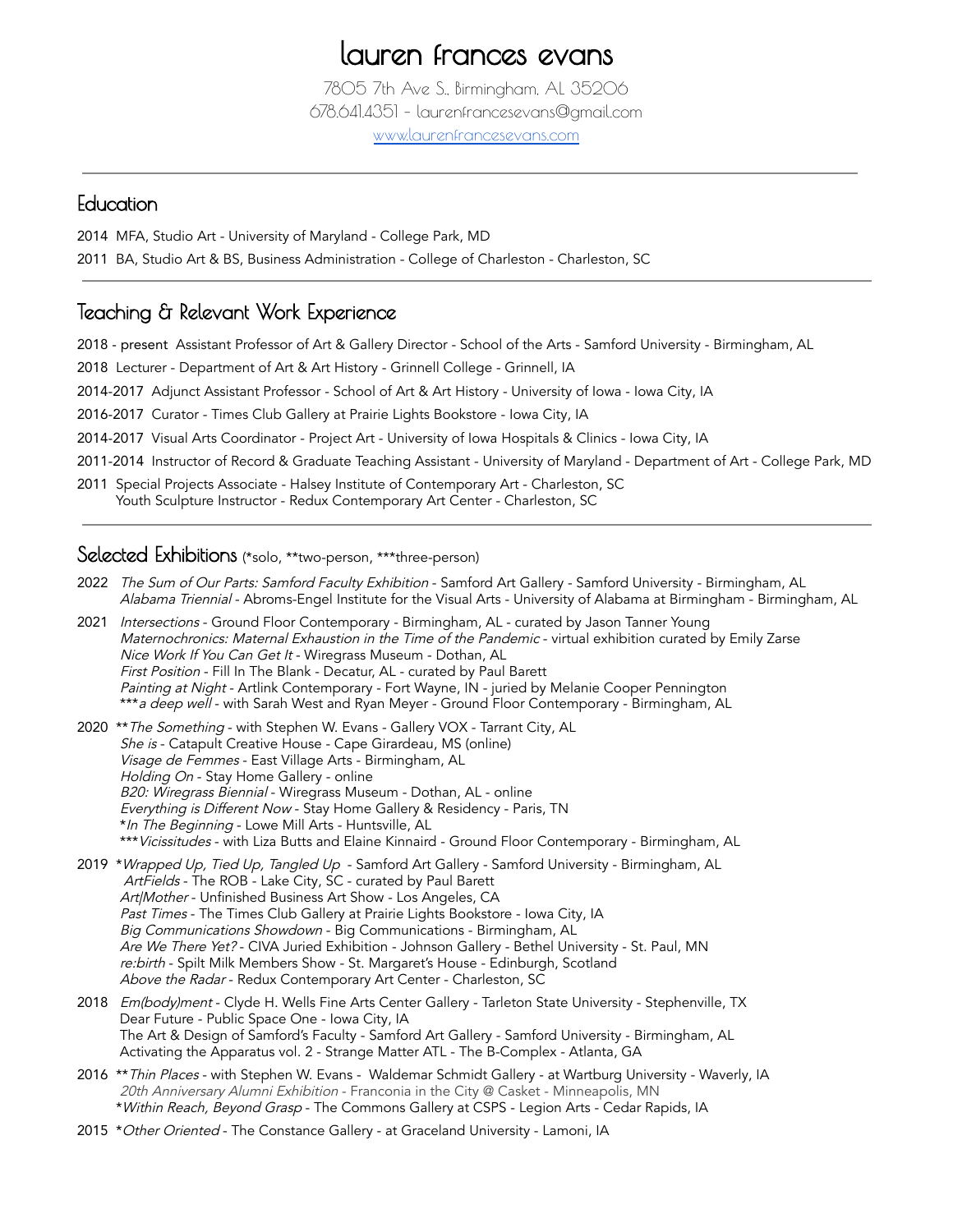# lauren frances evans

7805 7th Ave S., Birmingham, AL 35206
678.641.4351 - laurenfrancesevans@gmail.com
www.laurenfrancesevans.com

---

## Education

2014 MFA, Studio Art - University of Maryland - College Park, MD

2011 BA, Studio Art & BS, Business Administration - College of Charleston - Charleston, SC

---

## Teaching & Relevant Work Experience

2018 - present Assistant Professor of Art & Gallery Director - School of the Arts - Samford University - Birmingham, AL

2018 Lecturer - Department of Art & Art History - Grinnell College - Grinnell, IA

2014-2017 Adjunct Assistant Professor - School of Art & Art History - University of Iowa - Iowa City, IA

2016-2017 Curator - Times Club Gallery at Prairie Lights Bookstore - Iowa City, IA

2014-2017 Visual Arts Coordinator - Project Art - University of Iowa Hospitals & Clinics - Iowa City, IA

2011-2014 Instructor of Record & Graduate Teaching Assistant - University of Maryland - Department of Art - College Park, MD

2011 Special Projects Associate - Halsey Institute of Contemporary Art - Charleston, SC
Youth Sculpture Instructor - Redux Contemporary Art Center - Charleston, SC

---

## Selected Exhibitions (*solo, **two-person, ***three-person)

2022 *The Sum of Our Parts: Samford Faculty Exhibition* - Samford Art Gallery - Samford University - Birmingham, AL
*Alabama Triennial* - Abroms-Engel Institute for the Visual Arts - University of Alabama at Birmingham - Birmingham, AL

2021 *Intersections* - Ground Floor Contemporary - Birmingham, AL - curated by Jason Tanner Young
*Maternochronics: Maternal Exhaustion in the Time of the Pandemic* - virtual exhibition curated by Emily Zarse
*Nice Work If You Can Get It* - Wiregrass Museum - Dothan, AL
*First Position* - Fill In The Blank - Decatur, AL - curated by Paul Barett
*Painting at Night* - Artlink Contemporary - Fort Wayne, IN - juried by Melanie Cooper Pennington
****a deep well* - with Sarah West and Ryan Meyer - Ground Floor Contemporary - Birmingham, AL

2020 ***The Something* - with Stephen W. Evans - Gallery VOX - Tarrant City, AL
*She is* - Catapult Creative House - Cape Girardeau, MS (online)
*Visage de Femmes* - East Village Arts - Birmingham, AL
*Holding On* - Stay Home Gallery - online
*B20: Wiregrass Biennial* - Wiregrass Museum - Dothan, AL - online
*Everything is Different Now* - Stay Home Gallery & Residency - Paris, TN
**In The Beginning* - Lowe Mill Arts - Huntsville, AL
****Vicissitudes* - with Liza Butts and Elaine Kinnaird - Ground Floor Contemporary - Birmingham, AL

2019 **Wrapped Up, Tied Up, Tangled Up* - Samford Art Gallery - Samford University - Birmingham, AL
*ArtFields* - The ROB - Lake City, SC - curated by Paul Barett
*Art/Mother* - Unfinished Business Art Show - Los Angeles, CA
*Past Times* - The Times Club Gallery at Prairie Lights Bookstore - Iowa City, IA
*Big Communications Showdown* - Big Communications - Birmingham, AL
*Are We There Yet?* - CIVA Juried Exhibition - Johnson Gallery - Bethel University - St. Paul, MN
*re:birth* - Spilt Milk Members Show - St. Margaret's House - Edinburgh, Scotland
*Above the Radar* - Redux Contemporary Art Center - Charleston, SC

2018 *Em(body)ment* - Clyde H. Wells Fine Arts Center Gallery - Tarleton State University - Stephenville, TX
Dear Future - Public Space One - Iowa City, IA
The Art & Design of Samford's Faculty - Samford Art Gallery - Samford University - Birmingham, AL
Activating the Apparatus vol. 2 - Strange Matter ATL - The B-Complex - Atlanta, GA

2016 ***Thin Places* - with Stephen W. Evans - Waldemar Schmidt Gallery - at Wartburg University - Waverly, IA
*20th Anniversary Alumni Exhibition* - Franconia in the City @ Casket - Minneapolis, MN
**Within Reach, Beyond Grasp* - The Commons Gallery at CSPS - Legion Arts - Cedar Rapids, IA

2015 **Other Oriented* - The Constance Gallery - at Graceland University - Lamoni, IA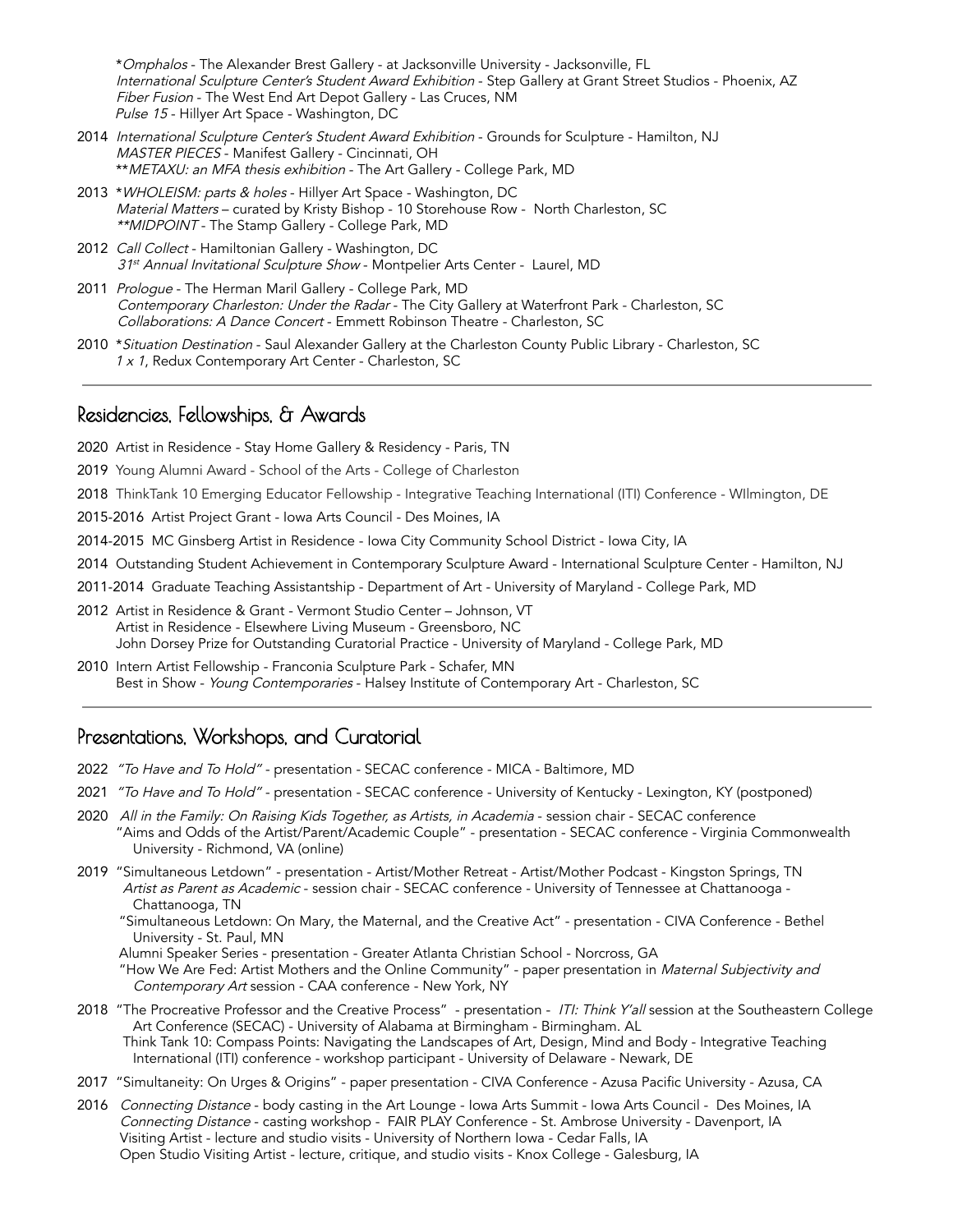\**Omphalos* - The Alexander Brest Gallery - at Jacksonville University - Jacksonville, FL
*International Sculpture Center's Student Award Exhibition* - Step Gallery at Grant Street Studios - Phoenix, AZ
*Fiber Fusion* - The West End Art Depot Gallery - Las Cruces, NM
*Pulse 15* - Hillyer Art Space - Washington, DC

2014 *International Sculpture Center's Student Award Exhibition* - Grounds for Sculpture - Hamilton, NJ
*MASTER PIECES* - Manifest Gallery - Cincinnati, OH
\*\**METAXU: an MFA thesis exhibition* - The Art Gallery - College Park, MD

2013 \**WHOLEISM: parts & holes* - Hillyer Art Space - Washington, DC
*Material Matters* – curated by Kristy Bishop - 10 Storehouse Row - North Charleston, SC
*\*\*MIDPOINT* - The Stamp Gallery - College Park, MD

2012 *Call Collect* - Hamiltonian Gallery - Washington, DC
*31st Annual Invitational Sculpture Show* - Montpelier Arts Center - Laurel, MD

2011 *Prologue* - The Herman Maril Gallery - College Park, MD
*Contemporary Charleston: Under the Radar* - The City Gallery at Waterfront Park - Charleston, SC
*Collaborations: A Dance Concert* - Emmett Robinson Theatre - Charleston, SC

2010 \**Situation Destination* - Saul Alexander Gallery at the Charleston County Public Library - Charleston, SC
*1 x 1*, Redux Contemporary Art Center - Charleston, SC

---

## Residencies, Fellowships, & Awards

2020 Artist in Residence - Stay Home Gallery & Residency - Paris, TN

2019 Young Alumni Award - School of the Arts - College of Charleston

2018 ThinkTank 10 Emerging Educator Fellowship - Integrative Teaching International (ITI) Conference - WIlmington, DE

2015-2016 Artist Project Grant - Iowa Arts Council - Des Moines, IA

2014-2015 MC Ginsberg Artist in Residence - Iowa City Community School District - Iowa City, IA

2014 Outstanding Student Achievement in Contemporary Sculpture Award - International Sculpture Center - Hamilton, NJ

2011-2014 Graduate Teaching Assistantship - Department of Art - University of Maryland - College Park, MD

2012 Artist in Residence & Grant - Vermont Studio Center – Johnson, VT
Artist in Residence - Elsewhere Living Museum - Greensboro, NC
John Dorsey Prize for Outstanding Curatorial Practice - University of Maryland - College Park, MD

2010 Intern Artist Fellowship - Franconia Sculpture Park - Schafer, MN
Best in Show - *Young Contemporaries* - Halsey Institute of Contemporary Art - Charleston, SC

---

## Presentations, Workshops, and Curatorial

2022 *"To Have and To Hold"* - presentation - SECAC conference - MICA - Baltimore, MD

2021 *"To Have and To Hold"* - presentation - SECAC conference - University of Kentucky - Lexington, KY (postponed)

2020 *All in the Family: On Raising Kids Together, as Artists, in Academia* - session chair - SECAC conference
"Aims and Odds of the Artist/Parent/Academic Couple" - presentation - SECAC conference - Virginia Commonwealth University - Richmond, VA (online)

2019 "Simultaneous Letdown" - presentation - Artist/Mother Retreat - Artist/Mother Podcast - Kingston Springs, TN
*Artist as Parent as Academic* - session chair - SECAC conference - University of Tennessee at Chattanooga - Chattanooga, TN
"Simultaneous Letdown: On Mary, the Maternal, and the Creative Act" - presentation - CIVA Conference - Bethel University - St. Paul, MN
Alumni Speaker Series - presentation - Greater Atlanta Christian School - Norcross, GA
"How We Are Fed: Artist Mothers and the Online Community" - paper presentation in *Maternal Subjectivity and Contemporary Art* session - CAA conference - New York, NY

2018 "The Procreative Professor and the Creative Process" - presentation - *ITI: Think Y'all* session at the Southeastern College Art Conference (SECAC) - University of Alabama at Birmingham - Birmingham. AL
Think Tank 10: Compass Points: Navigating the Landscapes of Art, Design, Mind and Body - Integrative Teaching International (ITI) conference - workshop participant - University of Delaware - Newark, DE

2017 "Simultaneity: On Urges & Origins" - paper presentation - CIVA Conference - Azusa Pacific University - Azusa, CA

2016 *Connecting Distance* - body casting in the Art Lounge - Iowa Arts Summit - Iowa Arts Council - Des Moines, IA
*Connecting Distance* - casting workshop - FAIR PLAY Conference - St. Ambrose University - Davenport, IA
Visiting Artist - lecture and studio visits - University of Northern Iowa - Cedar Falls, IA
Open Studio Visiting Artist - lecture, critique, and studio visits - Knox College - Galesburg, IA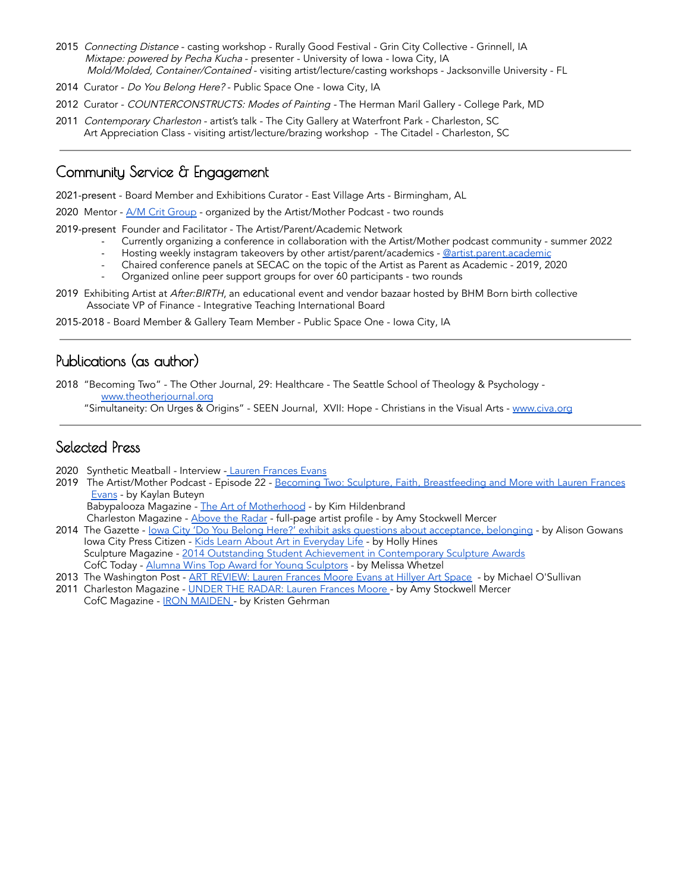2015 *Connecting Distance* - casting workshop - Rurally Good Festival - Grin City Collective - Grinnell, IA
*Mixtape: powered by Pecha Kucha* - presenter - University of Iowa - Iowa City, IA
*Mold/Molded, Container/Contained* - visiting artist/lecture/casting workshops - Jacksonville University - FL

2014 Curator - *Do You Belong Here?* - Public Space One - Iowa City, IA

2012 Curator - *COUNTERCONSTRUCTS: Modes of Painting* - The Herman Maril Gallery - College Park, MD

2011 *Contemporary Charleston* - artist's talk - The City Gallery at Waterfront Park - Charleston, SC
Art Appreciation Class - visiting artist/lecture/brazing workshop - The Citadel - Charleston, SC

---

## Community Service & Engagement

2021-present - Board Member and Exhibitions Curator - East Village Arts - Birmingham, AL

2020 Mentor - A/M Crit Group - organized by the Artist/Mother Podcast - two rounds

2019-present Founder and Facilitator - The Artist/Parent/Academic Network

- Currently organizing a conference in collaboration with the Artist/Mother podcast community - summer 2022
- Hosting weekly instagram takeovers by other artist/parent/academics - @artist.parent.academic
- Chaired conference panels at SECAC on the topic of the Artist as Parent as Academic - 2019, 2020
- Organized online peer support groups for over 60 participants - two rounds

2019 Exhibiting Artist at *After:BIRTH*, an educational event and vendor bazaar hosted by BHM Born birth collective
Associate VP of Finance - Integrative Teaching International Board

2015-2018 - Board Member & Gallery Team Member - Public Space One - Iowa City, IA

---

## Publications (as author)

2018 "Becoming Two" - The Other Journal, 29: Healthcare - The Seattle School of Theology & Psychology - www.theotherjournal.org
"Simultaneity: On Urges & Origins" - SEEN Journal, XVII: Hope - Christians in the Visual Arts - www.civa.org

---

## Selected Press

2020 Synthetic Meatball - Interview - Lauren Frances Evans

2019 The Artist/Mother Podcast - Episode 22 - Becoming Two: Sculpture, Faith, Breastfeeding and More with Lauren Frances Evans - by Kaylan Buteyn
Babypalooza Magazine - The Art of Motherhood - by Kim Hildenbrand
Charleston Magazine - Above the Radar - full-page artist profile - by Amy Stockwell Mercer

2014 The Gazette - Iowa City 'Do You Belong Here?' exhibit asks questions about acceptance, belonging - by Alison Gowans
Iowa City Press Citizen - Kids Learn About Art in Everyday Life - by Holly Hines
Sculpture Magazine - 2014 Outstanding Student Achievement in Contemporary Sculpture Awards
CofC Today - Alumna Wins Top Award for Young Sculptors - by Melissa Whetzel

2013 The Washington Post - ART REVIEW: Lauren Frances Moore Evans at Hillyer Art Space - by Michael O'Sullivan

2011 Charleston Magazine - UNDER THE RADAR: Lauren Frances Moore - by Amy Stockwell Mercer
CofC Magazine - IRON MAIDEN - by Kristen Gehrman